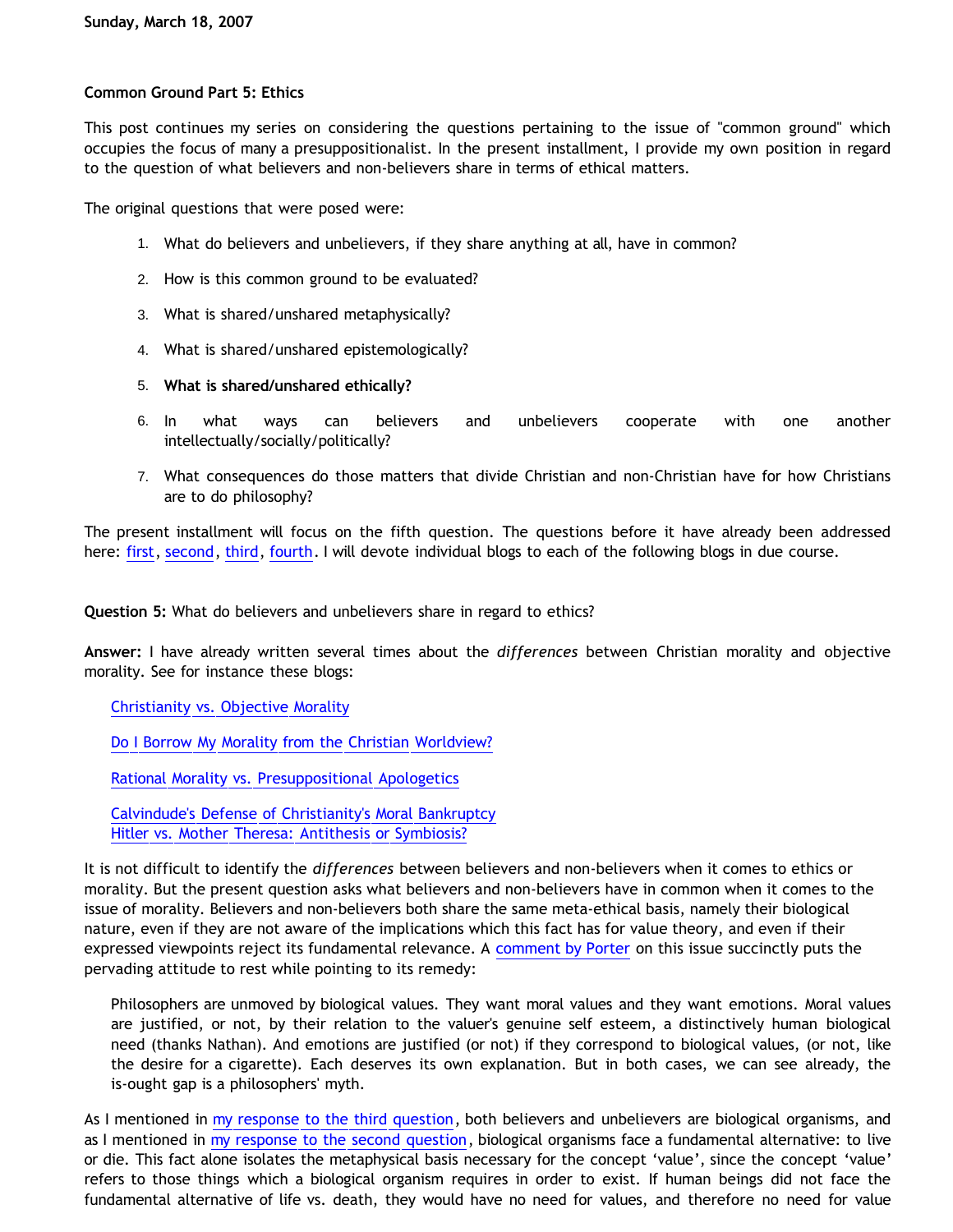Sunday, March 18, 2007

## Common Ground Part 5: Ethics

This post continues my series on considering the questions pertaining to the issue of "common ground" which occupies the focus of many a presuppositionalist. In the present installment, I provide my own position in regard to the question of what believers and non-believers share in terms of ethical matters.

The original questions that were posed were:

1. What do believers and unbelievers, if they share anything at all, have in common?
2. How is this common ground to be evaluated?
3. What is shared/unshared metaphysically?
4. What is shared/unshared epistemologically?
5. **What is shared/unshared ethically?**
6. In what ways can believers and unbelievers cooperate with one another intellectually/socially/politically?
7. What consequences do those matters that divide Christian and non-Christian have for how Christians are to do philosophy?

The present installment will focus on the fifth question. The questions before it have already been addressed here: first, second, third, fourth. I will devote individual blogs to each of the following blogs in due course.

**Question 5:** What do believers and unbelievers share in regard to ethics?

**Answer:** I have already written several times about the *differences* between Christian morality and objective morality. See for instance these blogs:

Christianity vs. Objective Morality

Do I Borrow My Morality from the Christian Worldview?

Rational Morality vs. Presuppositional Apologetics

Calvindude's Defense of Christianity's Moral Bankruptcy
Hitler vs. Mother Theresa: Antithesis or Symbiosis?

It is not difficult to identify the *differences* between believers and non-believers when it comes to ethics or morality. But the present question asks what believers and non-believers have in common when it comes to the issue of morality. Believers and non-believers both share the same meta-ethical basis, namely their biological nature, even if they are not aware of the implications which this fact has for value theory, and even if their expressed viewpoints reject its fundamental relevance. A comment by Porter on this issue succinctly puts the pervading attitude to rest while pointing to its remedy:

> Philosophers are unmoved by biological values. They want moral values and they want emotions. Moral values are justified, or not, by their relation to the valuer's genuine self esteem, a distinctively human biological need (thanks Nathan). And emotions are justified (or not) if they correspond to biological values, (or not, like the desire for a cigarette). Each deserves its own explanation. But in both cases, we can see already, the is-ought gap is a philosophers' myth.

As I mentioned in my response to the third question, both believers and unbelievers are biological organisms, and as I mentioned in my response to the second question, biological organisms face a fundamental alternative: to live or die. This fact alone isolates the metaphysical basis necessary for the concept 'value', since the concept 'value' refers to those things which a biological organism requires in order to exist. If human beings did not face the fundamental alternative of life vs. death, they would have no need for values, and therefore no need for value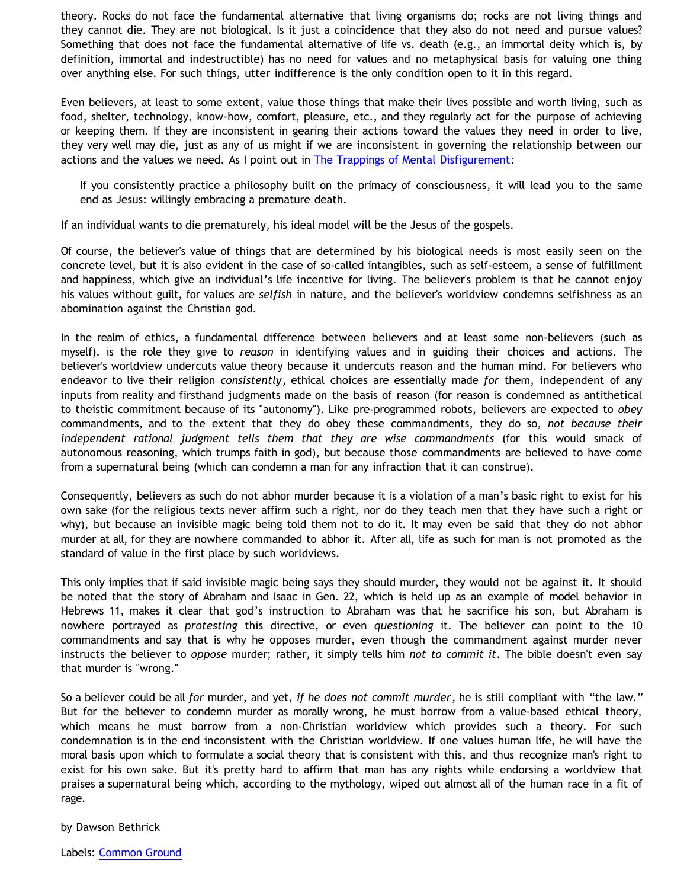theory. Rocks do not face the fundamental alternative that living organisms do; rocks are not living things and they cannot die. They are not biological. Is it just a coincidence that they also do not need and pursue values? Something that does not face the fundamental alternative of life vs. death (e.g., an immortal deity which is, by definition, immortal and indestructible) has no need for values and no metaphysical basis for valuing one thing over anything else. For such things, utter indifference is the only condition open to it in this regard.

Even believers, at least to some extent, value those things that make their lives possible and worth living, such as food, shelter, technology, know-how, comfort, pleasure, etc., and they regularly act for the purpose of achieving or keeping them. If they are inconsistent in gearing their actions toward the values they need in order to live, they very well may die, just as any of us might if we are inconsistent in governing the relationship between our actions and the values we need. As I point out in [The Trappings of Mental Disfigurement]:

> If you consistently practice a philosophy built on the primacy of consciousness, it will lead you to the same end as Jesus: willingly embracing a premature death.

If an individual wants to die prematurely, his ideal model will be the Jesus of the gospels.

Of course, the believer's value of things that are determined by his biological needs is most easily seen on the concrete level, but it is also evident in the case of so-called intangibles, such as self-esteem, a sense of fulfillment and happiness, which give an individual's life incentive for living. The believer's problem is that he cannot enjoy his values without guilt, for values are *selfish* in nature, and the believer's worldview condemns selfishness as an abomination against the Christian god.

In the realm of ethics, a fundamental difference between believers and at least some non-believers (such as myself), is the role they give to *reason* in identifying values and in guiding their choices and actions. The believer's worldview undercuts value theory because it undercuts reason and the human mind. For believers who endeavor to live their religion *consistently*, ethical choices are essentially made *for* them, independent of any inputs from reality and firsthand judgments made on the basis of reason (for reason is condemned as antithetical to theistic commitment because of its "autonomy"). Like pre-programmed robots, believers are expected to *obey* commandments, and to the extent that they do obey these commandments, they do so, *not because their independent rational judgment tells them that they are wise commandments* (for this would smack of autonomous reasoning, which trumps faith in god), but because those commandments are believed to have come from a supernatural being (which can condemn a man for any infraction that it can construe).

Consequently, believers as such do not abhor murder because it is a violation of a man's basic right to exist for his own sake (for the religious texts never affirm such a right, nor do they teach men that they have such a right or why), but because an invisible magic being told them not to do it. It may even be said that they do not abhor murder at all, for they are nowhere commanded to abhor it. After all, life as such for man is not promoted as the standard of value in the first place by such worldviews.

This only implies that if said invisible magic being says they should murder, they would not be against it. It should be noted that the story of Abraham and Isaac in Gen. 22, which is held up as an example of model behavior in Hebrews 11, makes it clear that god's instruction to Abraham was that he sacrifice his son, but Abraham is nowhere portrayed as *protesting* this directive, or even *questioning* it. The believer can point to the 10 commandments and say that is why he opposes murder, even though the commandment against murder never instructs the believer to *oppose* murder; rather, it simply tells him *not to commit it*. The bible doesn't even say that murder is "wrong."

So a believer could be all *for* murder, and yet, *if he does not commit murder*, he is still compliant with "the law." But for the believer to condemn murder as morally wrong, he must borrow from a value-based ethical theory, which means he must borrow from a non-Christian worldview which provides such a theory. For such condemnation is in the end inconsistent with the Christian worldview. If one values human life, he will have the moral basis upon which to formulate a social theory that is consistent with this, and thus recognize man's right to exist for his own sake. But it's pretty hard to affirm that man has any rights while endorsing a worldview that praises a supernatural being which, according to the mythology, wiped out almost all of the human race in a fit of rage.

by Dawson Bethrick

Labels: [Common Ground]